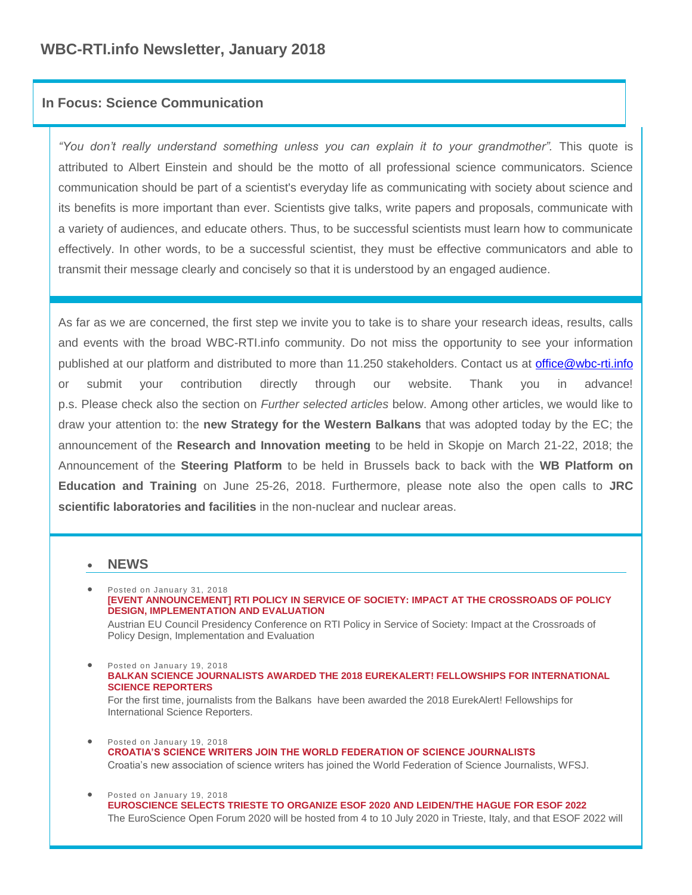# WBC-RTI.info Newsletter, January 2018

## In Focus: Science Communication

*"You don't really understand something unless you can explain it to your grandmother".* This quote is attributed to Albert Einstein and should be the motto of all professional science communicators. Science communication should be part of a scientist's everyday life as communicating with society about science and its benefits is more important than ever. Scientists give talks, write papers and proposals, communicate with a variety of audiences, and educate others. Thus, to be successful scientists must learn how to communicate effectively. In other words, to be a successful scientist, they must be effective communicators and able to transmit their message clearly and concisely so that it is understood by an engaged audience.

As far as we are concerned, the first step we invite you to take is to share your research ideas, results, calls and events with the broad WBC-RTI.info community. Do not miss the opportunity to see your information published at our platform and distributed to more than 11.250 stakeholders. Contact us at office@wbc-rti.info or submit your contribution directly through our website. Thank you in advance!
p.s. Please check also the section on *Further selected articles* below. Among other articles, we would like to draw your attention to: the **new Strategy for the Western Balkans** that was adopted today by the EC; the announcement of the **Research and Innovation meeting** to be held in Skopje on March 21-22, 2018; the Announcement of the **Steering Platform** to be held in Brussels back to back with the **WB Platform on Education and Training** on June 25-26, 2018. Furthermore, please note also the open calls to **JRC scientific laboratories and facilities** in the non-nuclear and nuclear areas.

- ## NEWS

- Posted on January 31, 2018
  **[EVENT ANNOUNCEMENT] RTI POLICY IN SERVICE OF SOCIETY: IMPACT AT THE CROSSROADS OF POLICY DESIGN, IMPLEMENTATION AND EVALUATION**
  Austrian EU Council Presidency Conference on RTI Policy in Service of Society: Impact at the Crossroads of Policy Design, Implementation and Evaluation

- Posted on January 19, 2018
  **BALKAN SCIENCE JOURNALISTS AWARDED THE 2018 EUREKALERT! FELLOWSHIPS FOR INTERNATIONAL SCIENCE REPORTERS**
  For the first time, journalists from the Balkans have been awarded the 2018 EurekAlert! Fellowships for International Science Reporters.

- Posted on January 19, 2018
  **CROATIA'S SCIENCE WRITERS JOIN THE WORLD FEDERATION OF SCIENCE JOURNALISTS**
  Croatia's new association of science writers has joined the World Federation of Science Journalists, WFSJ.

- Posted on January 19, 2018
  **EUROSCIENCE SELECTS TRIESTE TO ORGANIZE ESOF 2020 AND LEIDEN/THE HAGUE FOR ESOF 2022**
  The EuroScience Open Forum 2020 will be hosted from 4 to 10 July 2020 in Trieste, Italy, and that ESOF 2022 will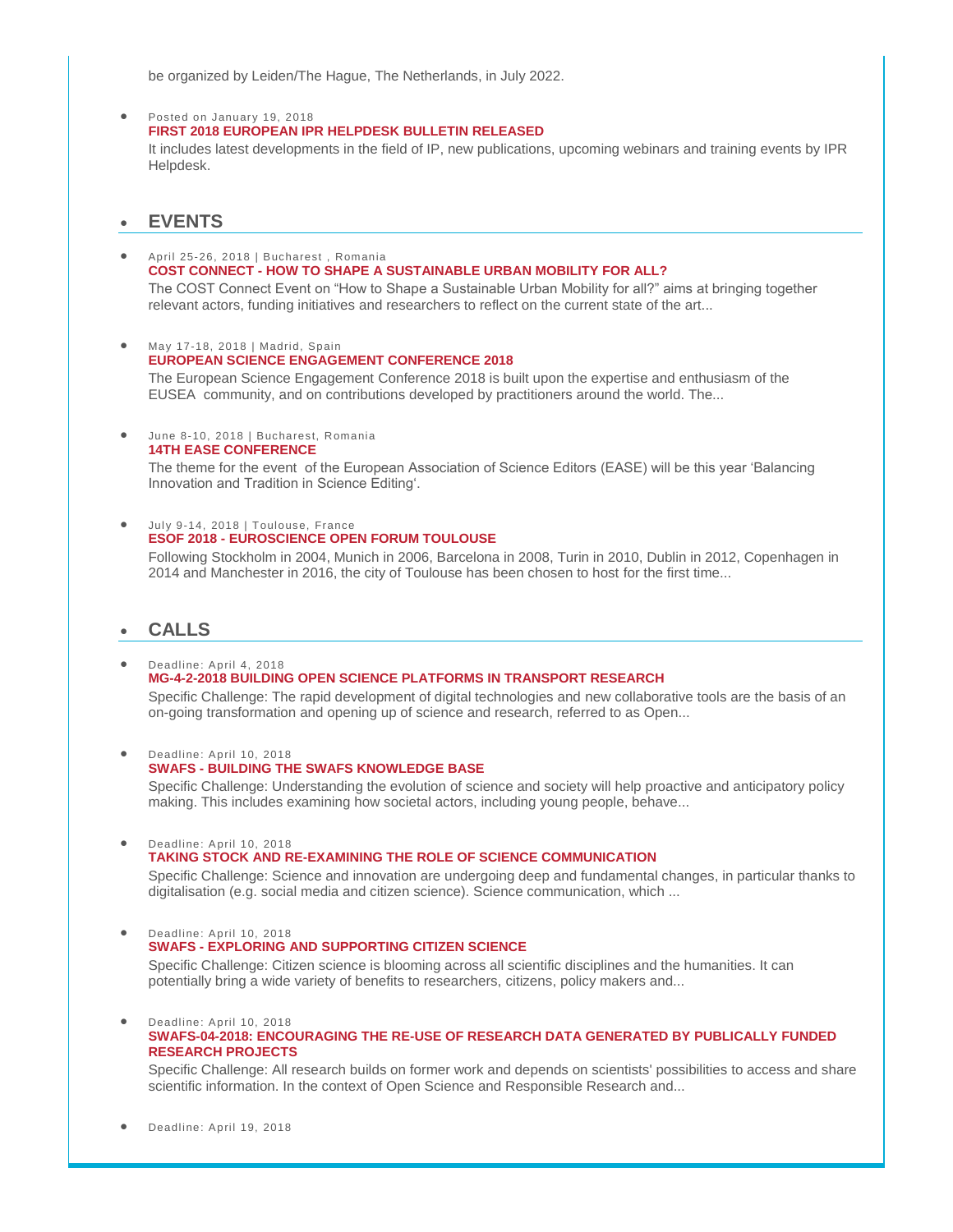be organized by Leiden/The Hague, The Netherlands, in July 2022.

- Posted on January 19, 2018
  **FIRST 2018 EUROPEAN IPR HELPDESK BULLETIN RELEASED**
  It includes latest developments in the field of IP, new publications, upcoming webinars and training events by IPR Helpdesk.

## EVENTS

- April 25-26, 2018 | Bucharest , Romania
  **COST CONNECT - HOW TO SHAPE A SUSTAINABLE URBAN MOBILITY FOR ALL?**
  The COST Connect Event on "How to Shape a Sustainable Urban Mobility for all?" aims at bringing together relevant actors, funding initiatives and researchers to reflect on the current state of the art...

- May 17-18, 2018 | Madrid, Spain
  **EUROPEAN SCIENCE ENGAGEMENT CONFERENCE 2018**
  The European Science Engagement Conference 2018 is built upon the expertise and enthusiasm of the EUSEA community, and on contributions developed by practitioners around the world. The...

- June 8-10, 2018 | Bucharest, Romania
  **14TH EASE CONFERENCE**
  The theme for the event of the European Association of Science Editors (EASE) will be this year 'Balancing Innovation and Tradition in Science Editing'.

- July 9-14, 2018 | Toulouse, France
  **ESOF 2018 - EUROSCIENCE OPEN FORUM TOULOUSE**
  Following Stockholm in 2004, Munich in 2006, Barcelona in 2008, Turin in 2010, Dublin in 2012, Copenhagen in 2014 and Manchester in 2016, the city of Toulouse has been chosen to host for the first time...

## CALLS

- Deadline: April 4, 2018
  **MG-4-2-2018 BUILDING OPEN SCIENCE PLATFORMS IN TRANSPORT RESEARCH**
  Specific Challenge: The rapid development of digital technologies and new collaborative tools are the basis of an on-going transformation and opening up of science and research, referred to as Open...

- Deadline: April 10, 2018
  **SWAFS - BUILDING THE SWAFS KNOWLEDGE BASE**
  Specific Challenge: Understanding the evolution of science and society will help proactive and anticipatory policy making. This includes examining how societal actors, including young people, behave...

- Deadline: April 10, 2018
  **TAKING STOCK AND RE-EXAMINING THE ROLE OF SCIENCE COMMUNICATION**
  Specific Challenge: Science and innovation are undergoing deep and fundamental changes, in particular thanks to digitalisation (e.g. social media and citizen science). Science communication, which ...

- Deadline: April 10, 2018
  **SWAFS - EXPLORING AND SUPPORTING CITIZEN SCIENCE**
  Specific Challenge: Citizen science is blooming across all scientific disciplines and the humanities. It can potentially bring a wide variety of benefits to researchers, citizens, policy makers and...

- Deadline: April 10, 2018
  **SWAFS-04-2018: ENCOURAGING THE RE-USE OF RESEARCH DATA GENERATED BY PUBLICALLY FUNDED RESEARCH PROJECTS**
  Specific Challenge: All research builds on former work and depends on scientists' possibilities to access and share scientific information. In the context of Open Science and Responsible Research and...

- Deadline: April 19, 2018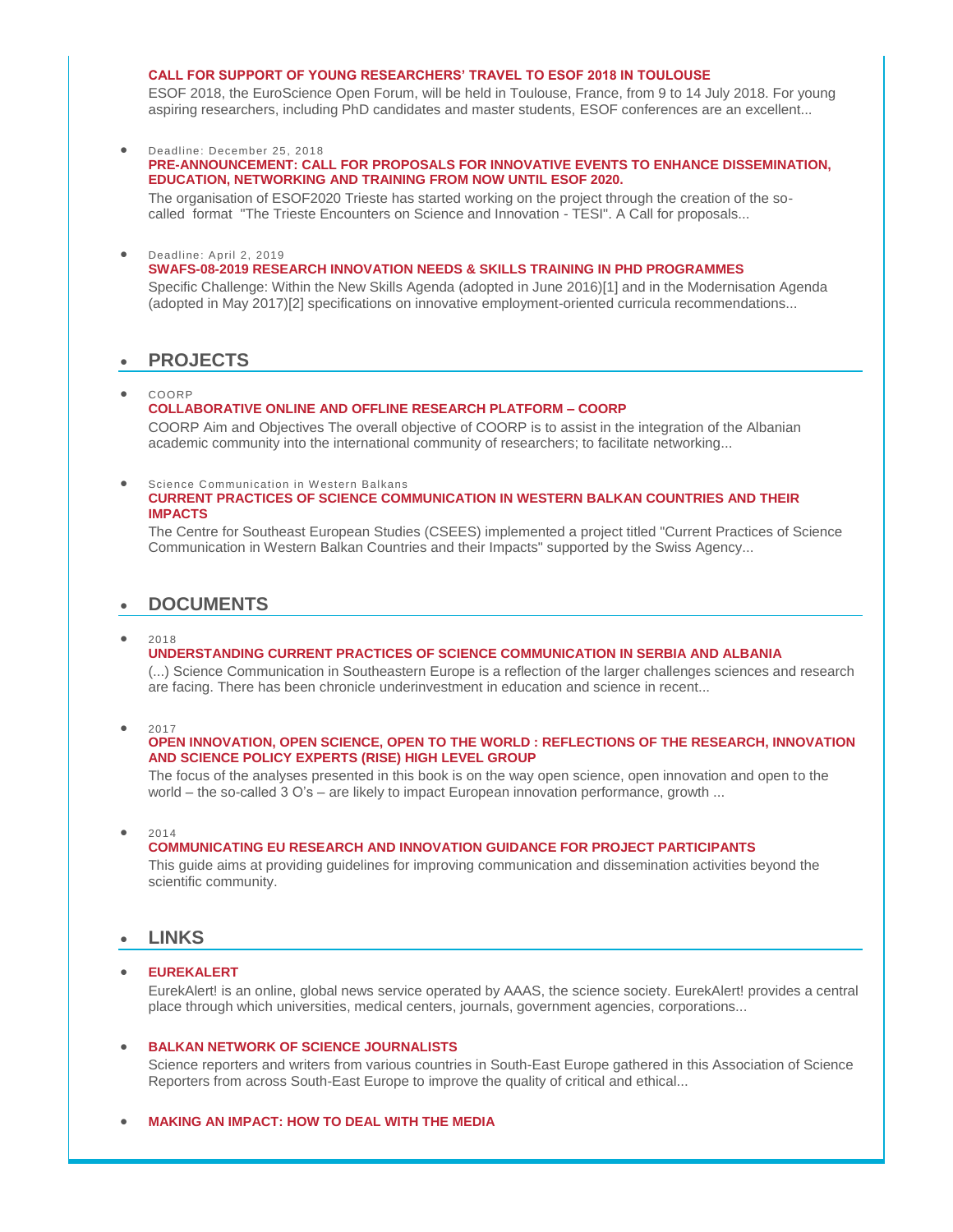**CALL FOR SUPPORT OF YOUNG RESEARCHERS' TRAVEL TO ESOF 2018 IN TOULOUSE**

ESOF 2018, the EuroScience Open Forum, will be held in Toulouse, France, from 9 to 14 July 2018. For young aspiring researchers, including PhD candidates and master students, ESOF conferences are an excellent...

- Deadline: December 25, 2018

  **PRE-ANNOUNCEMENT: CALL FOR PROPOSALS FOR INNOVATIVE EVENTS TO ENHANCE DISSEMINATION, EDUCATION, NETWORKING AND TRAINING FROM NOW UNTIL ESOF 2020.**

  The organisation of ESOF2020 Trieste has started working on the project through the creation of the so-called format "The Trieste Encounters on Science and Innovation - TESI". A Call for proposals...

- Deadline: April 2, 2019

  **SWAFS-08-2019 RESEARCH INNOVATION NEEDS & SKILLS TRAINING IN PHD PROGRAMMES**

  Specific Challenge: Within the New Skills Agenda (adopted in June 2016)[1] and in the Modernisation Agenda (adopted in May 2017)[2] specifications on innovative employment-oriented curricula recommendations...

## PROJECTS

- COORP

  **COLLABORATIVE ONLINE AND OFFLINE RESEARCH PLATFORM – COORP**

  COORP Aim and Objectives The overall objective of COORP is to assist in the integration of the Albanian academic community into the international community of researchers; to facilitate networking...

- Science Communication in Western Balkans

  **CURRENT PRACTICES OF SCIENCE COMMUNICATION IN WESTERN BALKAN COUNTRIES AND THEIR IMPACTS**

  The Centre for Southeast European Studies (CSEES) implemented a project titled "Current Practices of Science Communication in Western Balkan Countries and their Impacts" supported by the Swiss Agency...

## DOCUMENTS

- 2018

  **UNDERSTANDING CURRENT PRACTICES OF SCIENCE COMMUNICATION IN SERBIA AND ALBANIA**

  (...) Science Communication in Southeastern Europe is a reflection of the larger challenges sciences and research are facing. There has been chronicle underinvestment in education and science in recent...

- 2017

  **OPEN INNOVATION, OPEN SCIENCE, OPEN TO THE WORLD : REFLECTIONS OF THE RESEARCH, INNOVATION AND SCIENCE POLICY EXPERTS (RISE) HIGH LEVEL GROUP**

  The focus of the analyses presented in this book is on the way open science, open innovation and open to the world – the so-called 3 O's – are likely to impact European innovation performance, growth ...

- 2014

  **COMMUNICATING EU RESEARCH AND INNOVATION GUIDANCE FOR PROJECT PARTICIPANTS**

  This guide aims at providing guidelines for improving communication and dissemination activities beyond the scientific community.

## LINKS

- **EUREKALERT**

  EurekAlert! is an online, global news service operated by AAAS, the science society. EurekAlert! provides a central place through which universities, medical centers, journals, government agencies, corporations...

- **BALKAN NETWORK OF SCIENCE JOURNALISTS**

  Science reporters and writers from various countries in South-East Europe gathered in this Association of Science Reporters from across South-East Europe to improve the quality of critical and ethical...

- **MAKING AN IMPACT: HOW TO DEAL WITH THE MEDIA**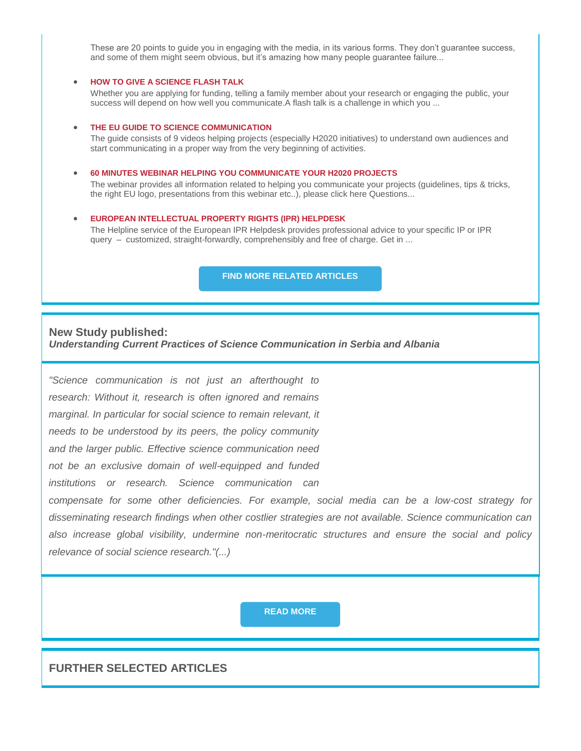These are 20 points to guide you in engaging with the media, in its various forms. They don't guarantee success, and some of them might seem obvious, but it's amazing how many people guarantee failure...

- **HOW TO GIVE A SCIENCE FLASH TALK**
  Whether you are applying for funding, telling a family member about your research or engaging the public, your success will depend on how well you communicate.A flash talk is a challenge in which you ...

- **THE EU GUIDE TO SCIENCE COMMUNICATION**
  The guide consists of 9 videos helping projects (especially H2020 initiatives) to understand own audiences and start communicating in a proper way from the very beginning of activities.

- **60 MINUTES WEBINAR HELPING YOU COMMUNICATE YOUR H2020 PROJECTS**
  The webinar provides all information related to helping you communicate your projects (guidelines, tips & tricks, the right EU logo, presentations from this webinar etc..), please click here Questions...

- **EUROPEAN INTELLECTUAL PROPERTY RIGHTS (IPR) HELPDESK**
  The Helpline service of the European IPR Helpdesk provides professional advice to your specific IP or IPR query – customized, straight-forwardly, comprehensibly and free of charge. Get in ...

**FIND MORE RELATED ARTICLES**

## New Study published:

***Understanding Current Practices of Science Communication in Serbia and Albania***

*"Science communication is not just an afterthought to research: Without it, research is often ignored and remains marginal. In particular for social science to remain relevant, it needs to be understood by its peers, the policy community and the larger public. Effective science communication need not be an exclusive domain of well-equipped and funded institutions or research. Science communication can compensate for some other deficiencies. For example, social media can be a low-cost strategy for disseminating research findings when other costlier strategies are not available. Science communication can also increase global visibility, undermine non-meritocratic structures and ensure the social and policy relevance of social science research."(...)*

**READ MORE**

## FURTHER SELECTED ARTICLES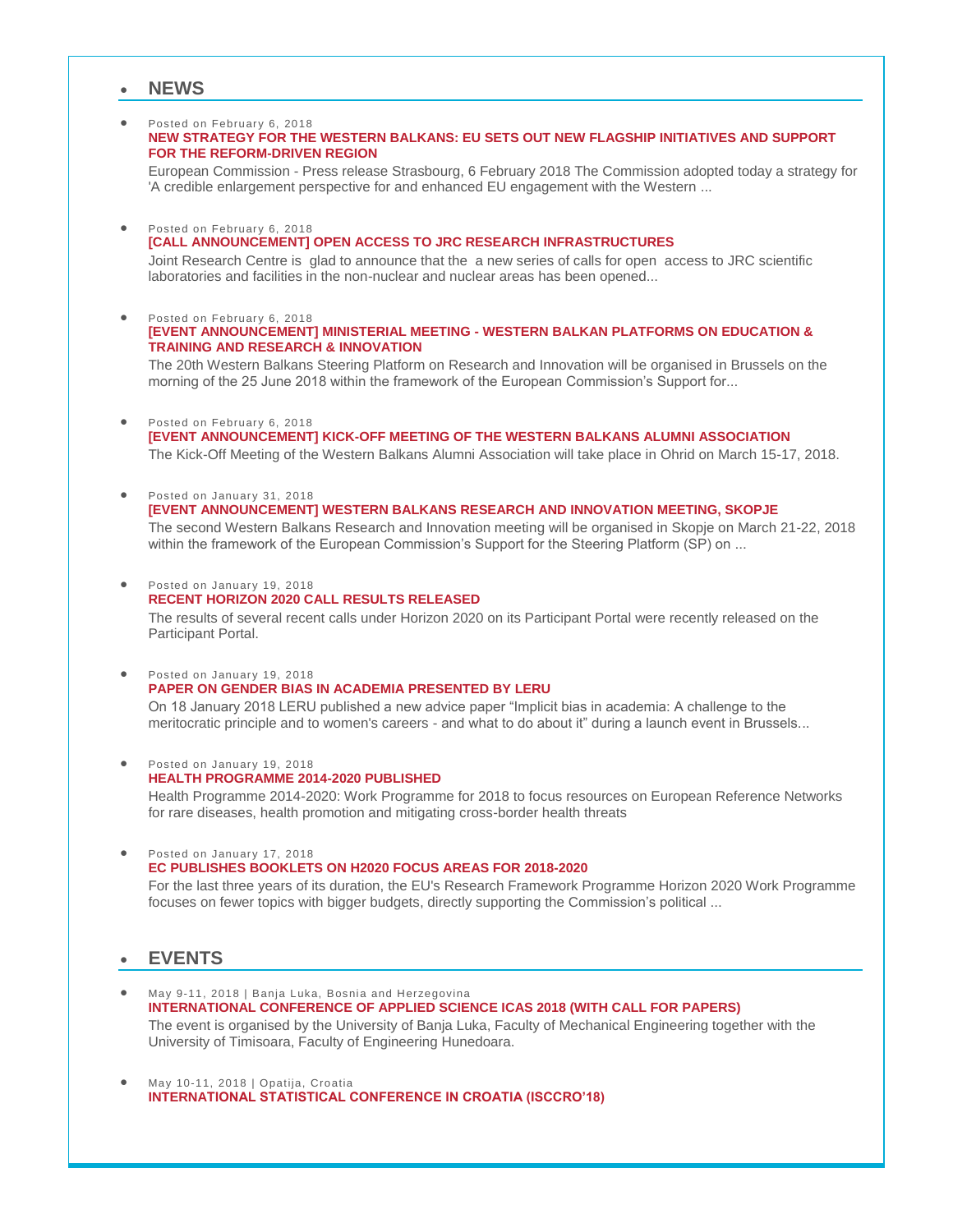## NEWS

- Posted on February 6, 2018
  **NEW STRATEGY FOR THE WESTERN BALKANS: EU SETS OUT NEW FLAGSHIP INITIATIVES AND SUPPORT FOR THE REFORM-DRIVEN REGION**
  European Commission - Press release Strasbourg, 6 February 2018 The Commission adopted today a strategy for 'A credible enlargement perspective for and enhanced EU engagement with the Western ...

- Posted on February 6, 2018
  **[CALL ANNOUNCEMENT] OPEN ACCESS TO JRC RESEARCH INFRASTRUCTURES**
  Joint Research Centre is glad to announce that the a new series of calls for open access to JRC scientific laboratories and facilities in the non-nuclear and nuclear areas has been opened...

- Posted on February 6, 2018
  **[EVENT ANNOUNCEMENT] MINISTERIAL MEETING - WESTERN BALKAN PLATFORMS ON EDUCATION & TRAINING AND RESEARCH & INNOVATION**
  The 20th Western Balkans Steering Platform on Research and Innovation will be organised in Brussels on the morning of the 25 June 2018 within the framework of the European Commission's Support for...

- Posted on February 6, 2018
  **[EVENT ANNOUNCEMENT] KICK-OFF MEETING OF THE WESTERN BALKANS ALUMNI ASSOCIATION**
  The Kick-Off Meeting of the Western Balkans Alumni Association will take place in Ohrid on March 15-17, 2018.

- Posted on January 31, 2018
  **[EVENT ANNOUNCEMENT] WESTERN BALKANS RESEARCH AND INNOVATION MEETING, SKOPJE**
  The second Western Balkans Research and Innovation meeting will be organised in Skopje on March 21-22, 2018 within the framework of the European Commission's Support for the Steering Platform (SP) on ...

- Posted on January 19, 2018
  **RECENT HORIZON 2020 CALL RESULTS RELEASED**
  The results of several recent calls under Horizon 2020 on its Participant Portal were recently released on the Participant Portal.

- Posted on January 19, 2018
  **PAPER ON GENDER BIAS IN ACADEMIA PRESENTED BY LERU**
  On 18 January 2018 LERU published a new advice paper "Implicit bias in academia: A challenge to the meritocratic principle and to women's careers - and what to do about it" during a launch event in Brussels...

- Posted on January 19, 2018
  **HEALTH PROGRAMME 2014-2020 PUBLISHED**
  Health Programme 2014-2020: Work Programme for 2018 to focus resources on European Reference Networks for rare diseases, health promotion and mitigating cross-border health threats

- Posted on January 17, 2018
  **EC PUBLISHES BOOKLETS ON H2020 FOCUS AREAS FOR 2018-2020**
  For the last three years of its duration, the EU's Research Framework Programme Horizon 2020 Work Programme focuses on fewer topics with bigger budgets, directly supporting the Commission's political ...

## EVENTS

- May 9-11, 2018 | Banja Luka, Bosnia and Herzegovina
  **INTERNATIONAL CONFERENCE OF APPLIED SCIENCE ICAS 2018 (WITH CALL FOR PAPERS)**
  The event is organised by the University of Banja Luka, Faculty of Mechanical Engineering together with the University of Timisoara, Faculty of Engineering Hunedoara.

- May 10-11, 2018 | Opatija, Croatia
  **INTERNATIONAL STATISTICAL CONFERENCE IN CROATIA (ISCCRO'18)**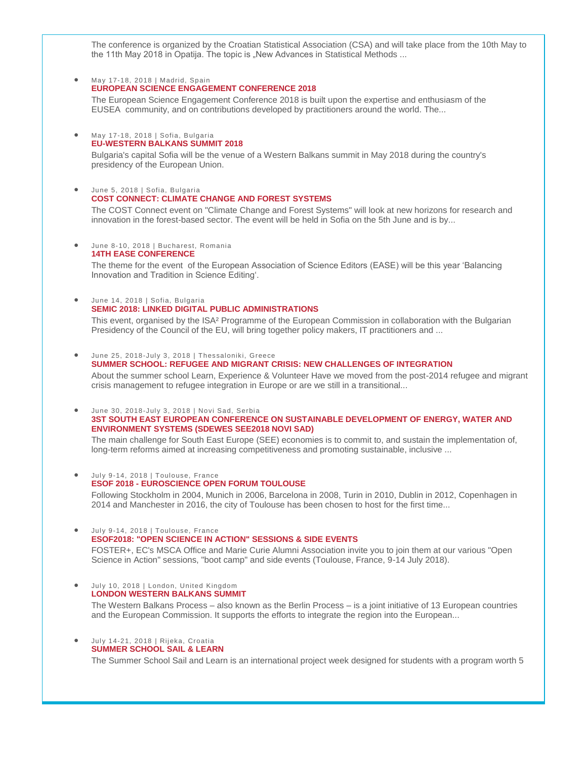The conference is organized by the Croatian Statistical Association (CSA) and will take place from the 10th May to the 11th May 2018 in Opatija. The topic is „New Advances in Statistical Methods ...

- May 17-18, 2018 | Madrid, Spain
  **EUROPEAN SCIENCE ENGAGEMENT CONFERENCE 2018**
  The European Science Engagement Conference 2018 is built upon the expertise and enthusiasm of the EUSEA community, and on contributions developed by practitioners around the world. The...

- May 17-18, 2018 | Sofia, Bulgaria
  **EU-WESTERN BALKANS SUMMIT 2018**
  Bulgaria's capital Sofia will be the venue of a Western Balkans summit in May 2018 during the country's presidency of the European Union.

- June 5, 2018 | Sofia, Bulgaria
  **COST CONNECT: CLIMATE CHANGE AND FOREST SYSTEMS**
  The COST Connect event on "Climate Change and Forest Systems" will look at new horizons for research and innovation in the forest-based sector. The event will be held in Sofia on the 5th June and is by...

- June 8-10, 2018 | Bucharest, Romania
  **14TH EASE CONFERENCE**
  The theme for the event of the European Association of Science Editors (EASE) will be this year 'Balancing Innovation and Tradition in Science Editing'.

- June 14, 2018 | Sofia, Bulgaria
  **SEMIC 2018: LINKED DIGITAL PUBLIC ADMINISTRATIONS**
  This event, organised by the ISA² Programme of the European Commission in collaboration with the Bulgarian Presidency of the Council of the EU, will bring together policy makers, IT practitioners and ...

- June 25, 2018-July 3, 2018 | Thessaloniki, Greece
  **SUMMER SCHOOL: REFUGEE AND MIGRANT CRISIS: NEW CHALLENGES OF INTEGRATION**
  About the summer school Learn, Experience & Volunteer Have we moved from the post-2014 refugee and migrant crisis management to refugee integration in Europe or are we still in a transitional...

- June 30, 2018-July 3, 2018 | Novi Sad, Serbia
  **3ST SOUTH EAST EUROPEAN CONFERENCE ON SUSTAINABLE DEVELOPMENT OF ENERGY, WATER AND ENVIRONMENT SYSTEMS (SDEWES SEE2018 NOVI SAD)**
  The main challenge for South East Europe (SEE) economies is to commit to, and sustain the implementation of, long-term reforms aimed at increasing competitiveness and promoting sustainable, inclusive ...

- July 9-14, 2018 | Toulouse, France
  **ESOF 2018 - EUROSCIENCE OPEN FORUM TOULOUSE**
  Following Stockholm in 2004, Munich in 2006, Barcelona in 2008, Turin in 2010, Dublin in 2012, Copenhagen in 2014 and Manchester in 2016, the city of Toulouse has been chosen to host for the first time...

- July 9-14, 2018 | Toulouse, France
  **ESOF2018: "OPEN SCIENCE IN ACTION" SESSIONS & SIDE EVENTS**
  FOSTER+, EC's MSCA Office and Marie Curie Alumni Association invite you to join them at our various "Open Science in Action" sessions, "boot camp" and side events (Toulouse, France, 9-14 July 2018).

- July 10, 2018 | London, United Kingdom
  **LONDON WESTERN BALKANS SUMMIT**
  The Western Balkans Process – also known as the Berlin Process – is a joint initiative of 13 European countries and the European Commission. It supports the efforts to integrate the region into the European...

- July 14-21, 2018 | Rijeka, Croatia
  **SUMMER SCHOOL SAIL & LEARN**
  The Summer School Sail and Learn is an international project week designed for students with a program worth 5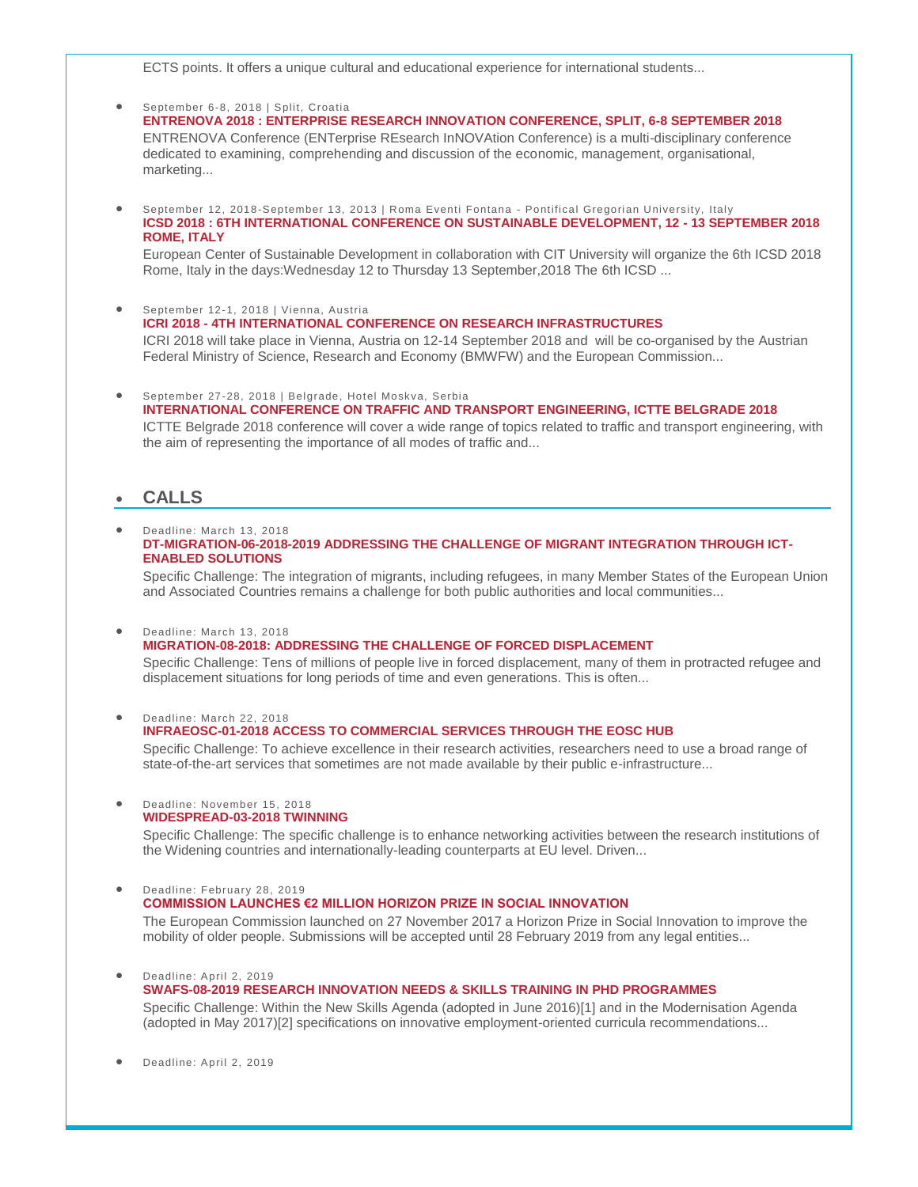ECTS points. It offers a unique cultural and educational experience for international students...

- September 6-8, 2018 | Split, Croatia
  **ENTRENOVA 2018 : ENTERPRISE RESEARCH INNOVATION CONFERENCE, SPLIT, 6-8 SEPTEMBER 2018**
  ENTRENOVA Conference (ENTerprise REsearch InNOVAtion Conference) is a multi-disciplinary conference dedicated to examining, comprehending and discussion of the economic, management, organisational, marketing...

- September 12, 2018-September 13, 2013 | Roma Eventi Fontana - Pontifical Gregorian University, Italy
  **ICSD 2018 : 6TH INTERNATIONAL CONFERENCE ON SUSTAINABLE DEVELOPMENT, 12 - 13 SEPTEMBER 2018 ROME, ITALY**
  European Center of Sustainable Development in collaboration with CIT University will organize the 6th ICSD 2018 Rome, Italy in the days:Wednesday 12 to Thursday 13 September,2018 The 6th ICSD ...

- September 12-1, 2018 | Vienna, Austria
  **ICRI 2018 - 4TH INTERNATIONAL CONFERENCE ON RESEARCH INFRASTRUCTURES**
  ICRI 2018 will take place in Vienna, Austria on 12-14 September 2018 and will be co-organised by the Austrian Federal Ministry of Science, Research and Economy (BMWFW) and the European Commission...

- September 27-28, 2018 | Belgrade, Hotel Moskva, Serbia
  **INTERNATIONAL CONFERENCE ON TRAFFIC AND TRANSPORT ENGINEERING, ICTTE BELGRADE 2018**
  ICTTE Belgrade 2018 conference will cover a wide range of topics related to traffic and transport engineering, with the aim of representing the importance of all modes of traffic and...

## CALLS

- Deadline: March 13, 2018
  **DT-MIGRATION-06-2018-2019 ADDRESSING THE CHALLENGE OF MIGRANT INTEGRATION THROUGH ICT-ENABLED SOLUTIONS**
  Specific Challenge: The integration of migrants, including refugees, in many Member States of the European Union and Associated Countries remains a challenge for both public authorities and local communities...

- Deadline: March 13, 2018
  **MIGRATION-08-2018: ADDRESSING THE CHALLENGE OF FORCED DISPLACEMENT**
  Specific Challenge: Tens of millions of people live in forced displacement, many of them in protracted refugee and displacement situations for long periods of time and even generations. This is often...

- Deadline: March 22, 2018
  **INFRAEOSC-01-2018 ACCESS TO COMMERCIAL SERVICES THROUGH THE EOSC HUB**
  Specific Challenge: To achieve excellence in their research activities, researchers need to use a broad range of state-of-the-art services that sometimes are not made available by their public e-infrastructure...

- Deadline: November 15, 2018
  **WIDESPREAD-03-2018 TWINNING**
  Specific Challenge: The specific challenge is to enhance networking activities between the research institutions of the Widening countries and internationally-leading counterparts at EU level. Driven...

- Deadline: February 28, 2019
  **COMMISSION LAUNCHES €2 MILLION HORIZON PRIZE IN SOCIAL INNOVATION**
  The European Commission launched on 27 November 2017 a Horizon Prize in Social Innovation to improve the mobility of older people. Submissions will be accepted until 28 February 2019 from any legal entities...

- Deadline: April 2, 2019
  **SWAFS-08-2019 RESEARCH INNOVATION NEEDS & SKILLS TRAINING IN PHD PROGRAMMES**
  Specific Challenge: Within the New Skills Agenda (adopted in June 2016)[1] and in the Modernisation Agenda (adopted in May 2017)[2] specifications on innovative employment-oriented curricula recommendations...

- Deadline: April 2, 2019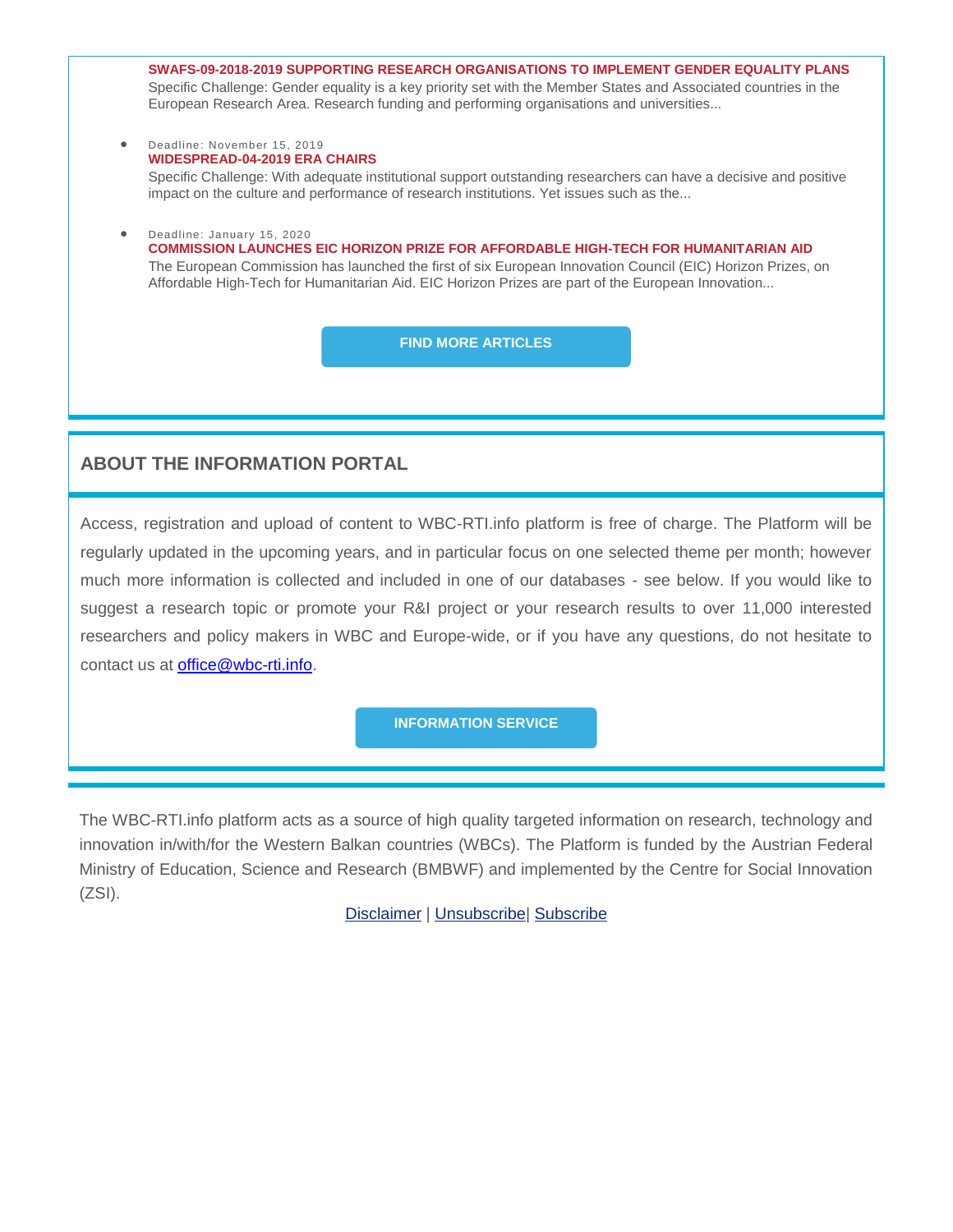**SWAFS-09-2018-2019 SUPPORTING RESEARCH ORGANISATIONS TO IMPLEMENT GENDER EQUALITY PLANS**
Specific Challenge: Gender equality is a key priority set with the Member States and Associated countries in the European Research Area. Research funding and performing organisations and universities...

- Deadline: November 15, 2019
  **WIDESPREAD-04-2019 ERA CHAIRS**
  Specific Challenge: With adequate institutional support outstanding researchers can have a decisive and positive impact on the culture and performance of research institutions. Yet issues such as the...

- Deadline: January 15, 2020
  **COMMISSION LAUNCHES EIC HORIZON PRIZE FOR AFFORDABLE HIGH-TECH FOR HUMANITARIAN AID**
  The European Commission has launched the first of six European Innovation Council (EIC) Horizon Prizes, on Affordable High-Tech for Humanitarian Aid. EIC Horizon Prizes are part of the European Innovation...

**FIND MORE ARTICLES**

## ABOUT THE INFORMATION PORTAL

Access, registration and upload of content to WBC-RTI.info platform is free of charge. The Platform will be regularly updated in the upcoming years, and in particular focus on one selected theme per month; however much more information is collected and included in one of our databases - see below. If you would like to suggest a research topic or promote your R&I project or your research results to over 11,000 interested researchers and policy makers in WBC and Europe-wide, or if you have any questions, do not hesitate to contact us at office@wbc-rti.info.

**INFORMATION SERVICE**

The WBC-RTI.info platform acts as a source of high quality targeted information on research, technology and innovation in/with/for the Western Balkan countries (WBCs). The Platform is funded by the Austrian Federal Ministry of Education, Science and Research (BMBWF) and implemented by the Centre for Social Innovation (ZSI).

Disclaimer | Unsubscribe| Subscribe